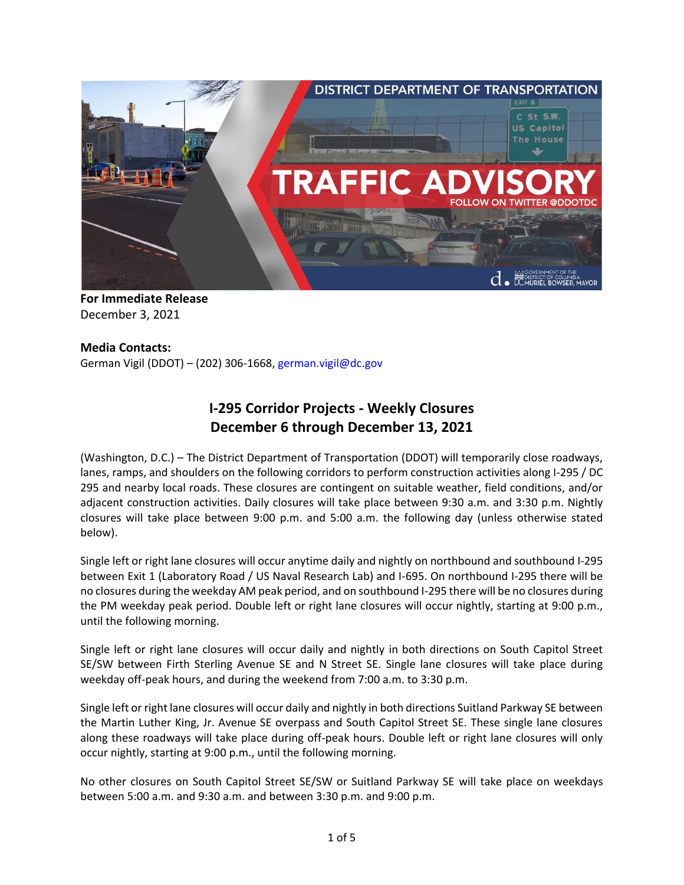**For Immediate Release**
December 3, 2021

**Media Contacts:**
German Vigil (DDOT) – (202) 306-1668, german.vigil@dc.gov

## I-295 Corridor Projects - Weekly Closures
## December 6 through December 13, 2021

(Washington, D.C.) – The District Department of Transportation (DDOT) will temporarily close roadways, lanes, ramps, and shoulders on the following corridors to perform construction activities along I-295 / DC 295 and nearby local roads. These closures are contingent on suitable weather, field conditions, and/or adjacent construction activities. Daily closures will take place between 9:30 a.m. and 3:30 p.m. Nightly closures will take place between 9:00 p.m. and 5:00 a.m. the following day (unless otherwise stated below).

Single left or right lane closures will occur anytime daily and nightly on northbound and southbound I-295 between Exit 1 (Laboratory Road / US Naval Research Lab) and I-695. On northbound I-295 there will be no closures during the weekday AM peak period, and on southbound I-295 there will be no closures during the PM weekday peak period. Double left or right lane closures will occur nightly, starting at 9:00 p.m., until the following morning.

Single left or right lane closures will occur daily and nightly in both directions on South Capitol Street SE/SW between Firth Sterling Avenue SE and N Street SE. Single lane closures will take place during weekday off-peak hours, and during the weekend from 7:00 a.m. to 3:30 p.m.

Single left or right lane closures will occur daily and nightly in both directions Suitland Parkway SE between the Martin Luther King, Jr. Avenue SE overpass and South Capitol Street SE. These single lane closures along these roadways will take place during off-peak hours. Double left or right lane closures will only occur nightly, starting at 9:00 p.m., until the following morning.

No other closures on South Capitol Street SE/SW or Suitland Parkway SE will take place on weekdays between 5:00 a.m. and 9:30 a.m. and between 3:30 p.m. and 9:00 p.m.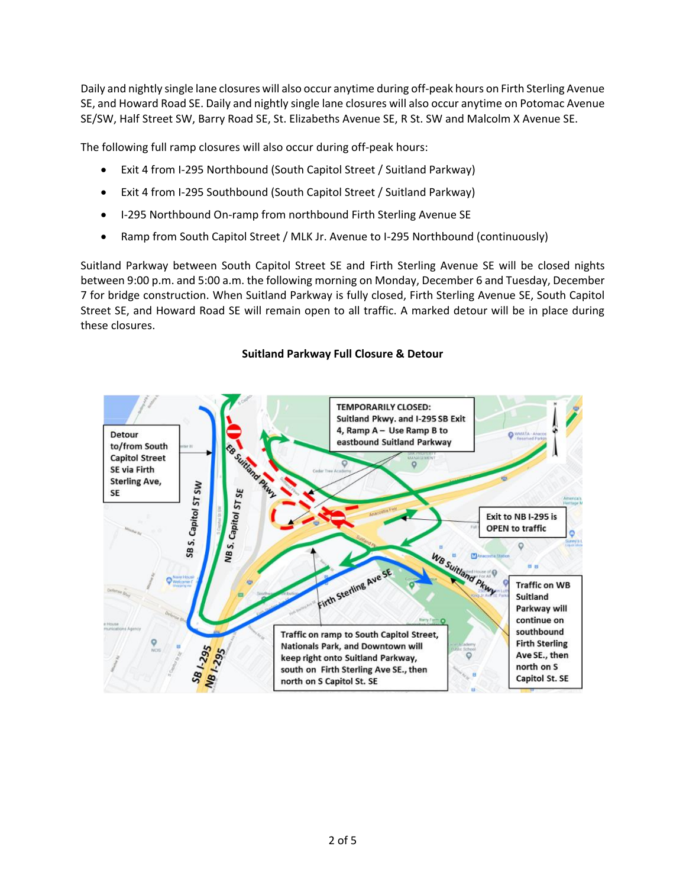Daily and nightly single lane closures will also occur anytime during off-peak hours on Firth Sterling Avenue SE, and Howard Road SE. Daily and nightly single lane closures will also occur anytime on Potomac Avenue SE/SW, Half Street SW, Barry Road SE, St. Elizabeths Avenue SE, R St. SW and Malcolm X Avenue SE.

The following full ramp closures will also occur during off-peak hours:

- Exit 4 from I-295 Northbound (South Capitol Street / Suitland Parkway)
- Exit 4 from I-295 Southbound (South Capitol Street / Suitland Parkway)
- I-295 Northbound On-ramp from northbound Firth Sterling Avenue SE
- Ramp from South Capitol Street / MLK Jr. Avenue to I-295 Northbound (continuously)

Suitland Parkway between South Capitol Street SE and Firth Sterling Avenue SE will be closed nights between 9:00 p.m. and 5:00 a.m. the following morning on Monday, December 6 and Tuesday, December 7 for bridge construction. When Suitland Parkway is fully closed, Firth Sterling Avenue SE, South Capitol Street SE, and Howard Road SE will remain open to all traffic. A marked detour will be in place during these closures.

**Suitland Parkway Full Closure & Detour**

Detour to/from South Capitol Street SE via Firth Sterling Ave, SE

TEMPORARILY CLOSED: Suitland Pkwy. and I-295 SB Exit 4, Ramp A – Use Ramp B to eastbound Suitland Parkway

Exit to NB I-295 is OPEN to traffic

Traffic on WB Suitland Parkway will continue on southbound Firth Sterling Ave SE., then north on S Capitol St. SE

Traffic on ramp to South Capitol Street, Nationals Park, and Downtown will keep right onto Suitland Parkway, south on Firth Sterling Ave SE., then north on S Capitol St. SE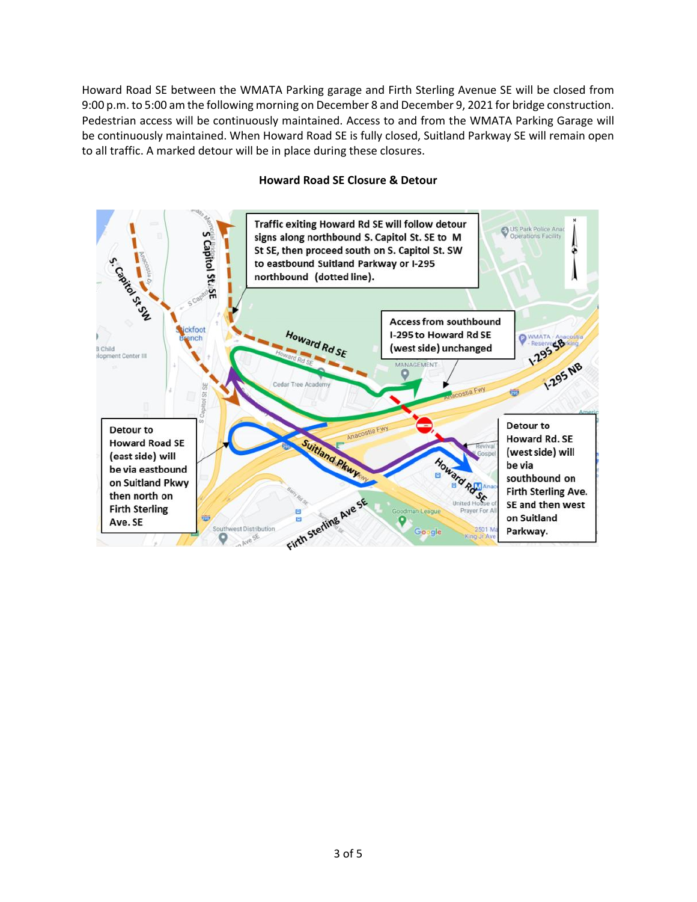Howard Road SE between the WMATA Parking garage and Firth Sterling Avenue SE will be closed from 9:00 p.m. to 5:00 am the following morning on December 8 and December 9, 2021 for bridge construction. Pedestrian access will be continuously maintained. Access to and from the WMATA Parking Garage will be continuously maintained. When Howard Road SE is fully closed, Suitland Parkway SE will remain open to all traffic. A marked detour will be in place during these closures.

**Howard Road SE Closure & Detour**

Traffic exiting Howard Rd SE will follow detour signs along northbound S. Capitol St. SE to M St SE, then proceed south on S. Capitol St. SW to eastbound Suitland Parkway or I-295 northbound (dotted line).

Access from southbound I-295 to Howard Rd SE (west side) unchanged

Detour to Howard Road SE (east side) will be via eastbound on Suitland Pkwy then north on Firth Sterling Ave. SE

Detour to Howard Rd. SE (west side) will be via southbound on Firth Sterling Ave. SE and then west on Suitland Parkway.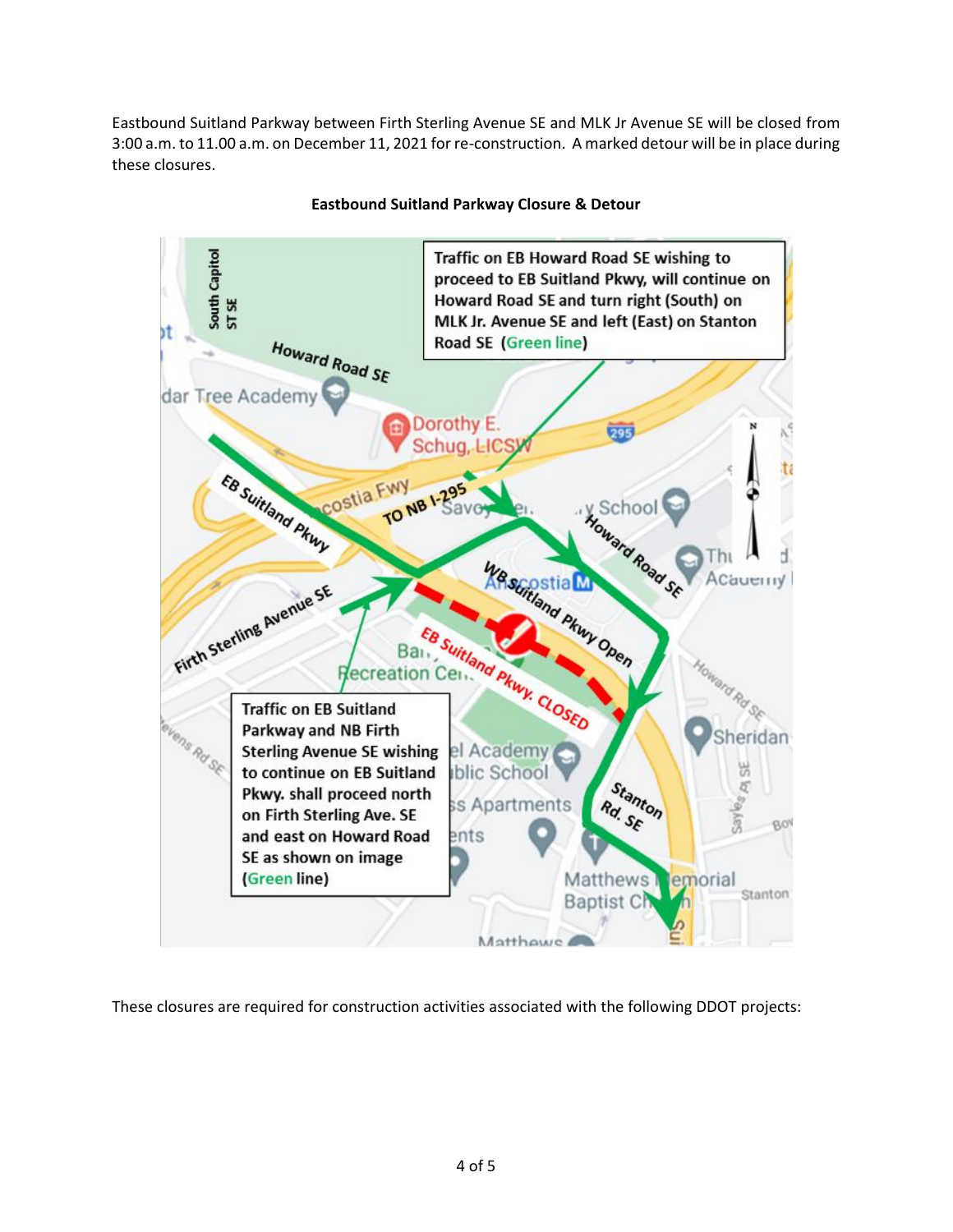Eastbound Suitland Parkway between Firth Sterling Avenue SE and MLK Jr Avenue SE will be closed from 3:00 a.m. to 11.00 a.m. on December 11, 2021 for re-construction. A marked detour will be in place during these closures.

**Eastbound Suitland Parkway Closure & Detour**

Traffic on EB Howard Road SE wishing to proceed to EB Suitland Pkwy, will continue on Howard Road SE and turn right (South) on MLK Jr. Avenue SE and left (East) on Stanton Road SE (Green line)

Traffic on EB Suitland Parkway and NB Firth Sterling Avenue SE wishing to continue on EB Suitland Pkwy. shall proceed north on Firth Sterling Ave. SE and east on Howard Road SE as shown on image (Green line)

These closures are required for construction activities associated with the following DDOT projects: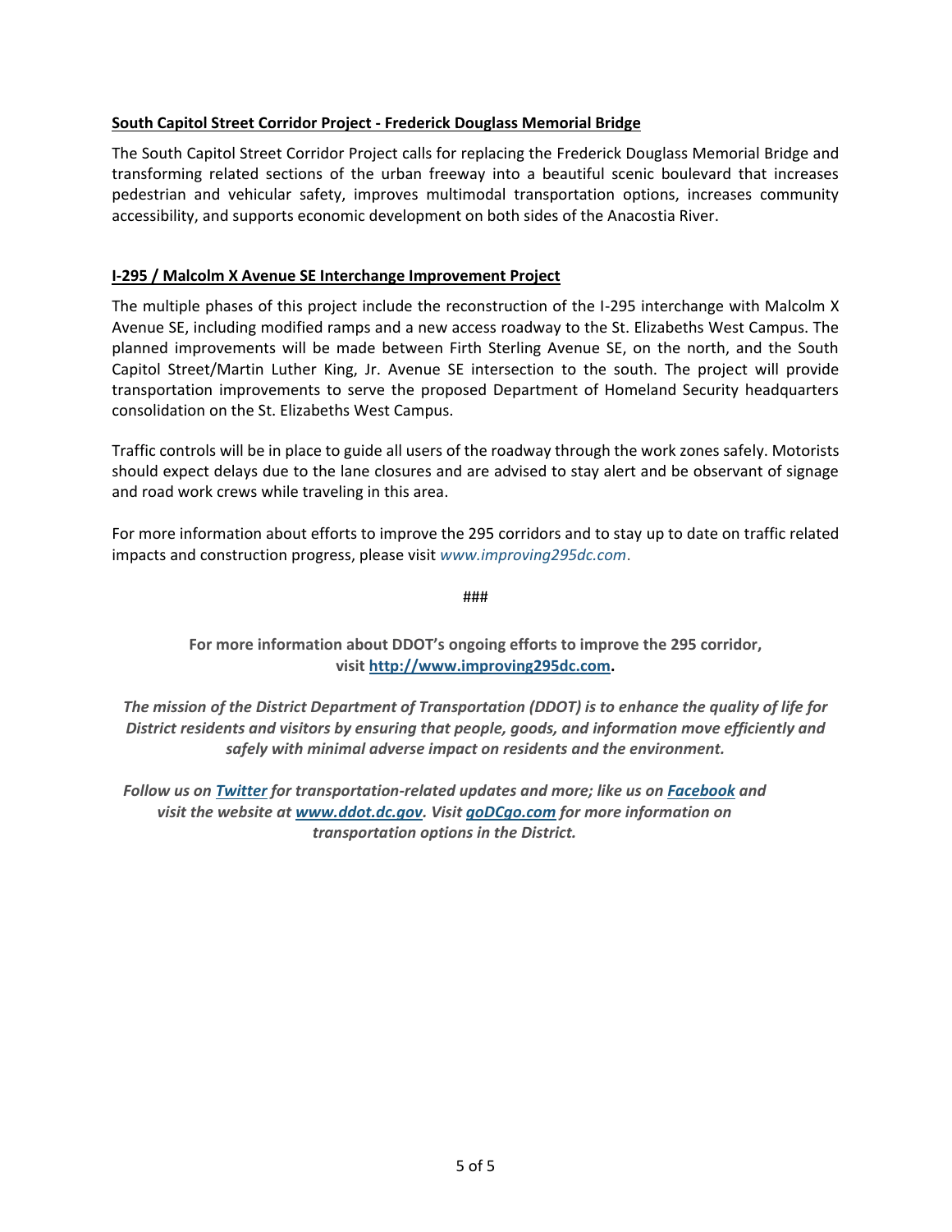**South Capitol Street Corridor Project - Frederick Douglass Memorial Bridge**

The South Capitol Street Corridor Project calls for replacing the Frederick Douglass Memorial Bridge and transforming related sections of the urban freeway into a beautiful scenic boulevard that increases pedestrian and vehicular safety, improves multimodal transportation options, increases community accessibility, and supports economic development on both sides of the Anacostia River.

**I-295 / Malcolm X Avenue SE Interchange Improvement Project**

The multiple phases of this project include the reconstruction of the I-295 interchange with Malcolm X Avenue SE, including modified ramps and a new access roadway to the St. Elizabeths West Campus. The planned improvements will be made between Firth Sterling Avenue SE, on the north, and the South Capitol Street/Martin Luther King, Jr. Avenue SE intersection to the south. The project will provide transportation improvements to serve the proposed Department of Homeland Security headquarters consolidation on the St. Elizabeths West Campus.

Traffic controls will be in place to guide all users of the roadway through the work zones safely. Motorists should expect delays due to the lane closures and are advised to stay alert and be observant of signage and road work crews while traveling in this area.

For more information about efforts to improve the 295 corridors and to stay up to date on traffic related impacts and construction progress, please visit *www.improving295dc.com*.

###

**For more information about DDOT's ongoing efforts to improve the 295 corridor, visit http://www.improving295dc.com.**

***The mission of the District Department of Transportation (DDOT) is to enhance the quality of life for District residents and visitors by ensuring that people, goods, and information move efficiently and safely with minimal adverse impact on residents and the environment.***

***Follow us on Twitter for transportation-related updates and more; like us on Facebook and visit the website at www.ddot.dc.gov. Visit goDCgo.com for more information on transportation options in the District.***